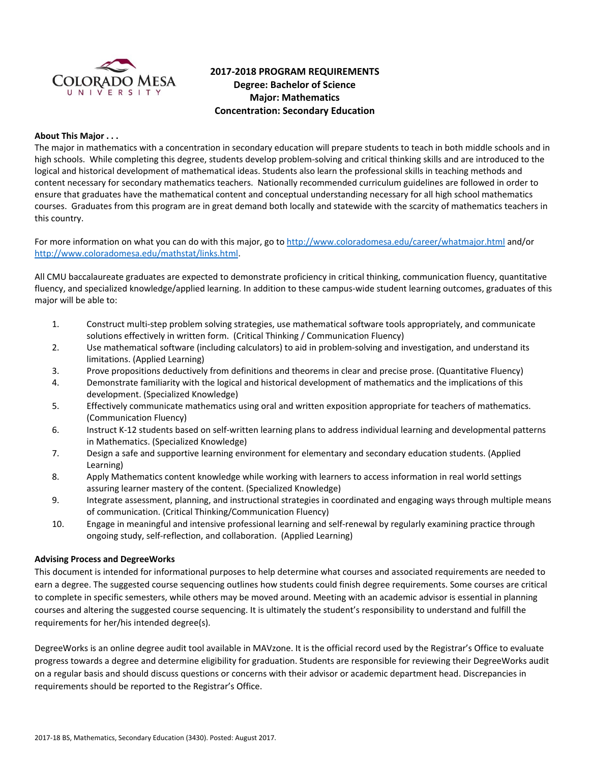# 2017-2018 PROGRAM REQUIREMENTS
## Degree: Bachelor of Science
## Major: Mathematics
## Concentration: Secondary Education

**About This Major . . .**

The major in mathematics with a concentration in secondary education will prepare students to teach in both middle schools and in high schools. While completing this degree, students develop problem-solving and critical thinking skills and are introduced to the logical and historical development of mathematical ideas. Students also learn the professional skills in teaching methods and content necessary for secondary mathematics teachers. Nationally recommended curriculum guidelines are followed in order to ensure that graduates have the mathematical content and conceptual understanding necessary for all high school mathematics courses. Graduates from this program are in great demand both locally and statewide with the scarcity of mathematics teachers in this country.

For more information on what you can do with this major, go to http://www.coloradomesa.edu/career/whatmajor.html and/or http://www.coloradomesa.edu/mathstat/links.html.

All CMU baccalaureate graduates are expected to demonstrate proficiency in critical thinking, communication fluency, quantitative fluency, and specialized knowledge/applied learning. In addition to these campus-wide student learning outcomes, graduates of this major will be able to:

1. Construct multi-step problem solving strategies, use mathematical software tools appropriately, and communicate solutions effectively in written form. (Critical Thinking / Communication Fluency)
2. Use mathematical software (including calculators) to aid in problem-solving and investigation, and understand its limitations. (Applied Learning)
3. Prove propositions deductively from definitions and theorems in clear and precise prose. (Quantitative Fluency)
4. Demonstrate familiarity with the logical and historical development of mathematics and the implications of this development. (Specialized Knowledge)
5. Effectively communicate mathematics using oral and written exposition appropriate for teachers of mathematics. (Communication Fluency)
6. Instruct K-12 students based on self-written learning plans to address individual learning and developmental patterns in Mathematics. (Specialized Knowledge)
7. Design a safe and supportive learning environment for elementary and secondary education students. (Applied Learning)
8. Apply Mathematics content knowledge while working with learners to access information in real world settings assuring learner mastery of the content. (Specialized Knowledge)
9. Integrate assessment, planning, and instructional strategies in coordinated and engaging ways through multiple means of communication. (Critical Thinking/Communication Fluency)
10. Engage in meaningful and intensive professional learning and self-renewal by regularly examining practice through ongoing study, self-reflection, and collaboration. (Applied Learning)

**Advising Process and DegreeWorks**

This document is intended for informational purposes to help determine what courses and associated requirements are needed to earn a degree. The suggested course sequencing outlines how students could finish degree requirements. Some courses are critical to complete in specific semesters, while others may be moved around. Meeting with an academic advisor is essential in planning courses and altering the suggested course sequencing. It is ultimately the student's responsibility to understand and fulfill the requirements for her/his intended degree(s).

DegreeWorks is an online degree audit tool available in MAVzone. It is the official record used by the Registrar's Office to evaluate progress towards a degree and determine eligibility for graduation. Students are responsible for reviewing their DegreeWorks audit on a regular basis and should discuss questions or concerns with their advisor or academic department head. Discrepancies in requirements should be reported to the Registrar's Office.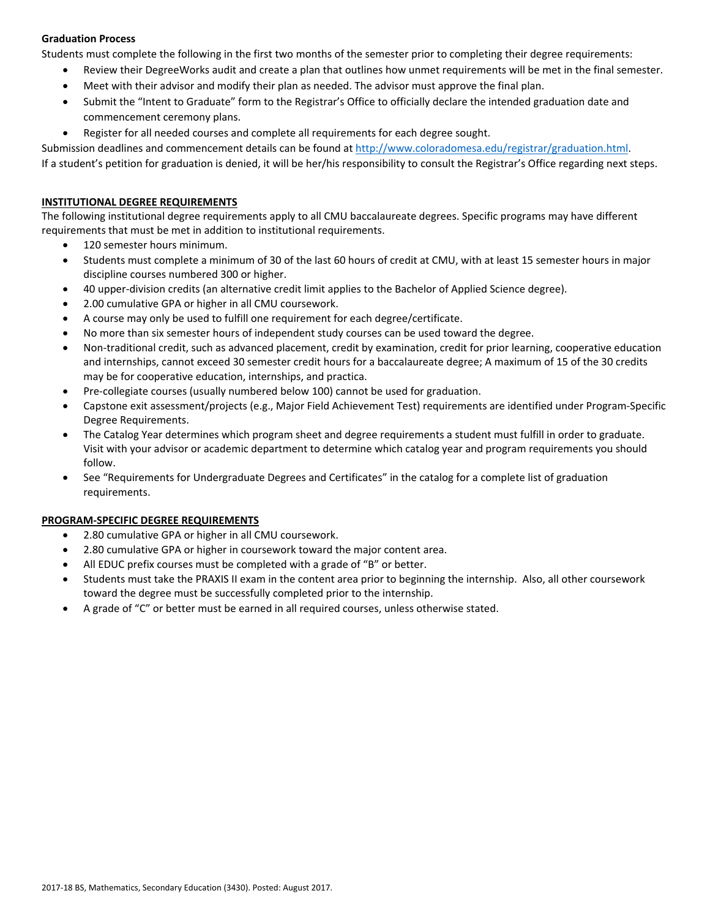**Graduation Process**

Students must complete the following in the first two months of the semester prior to completing their degree requirements:

- Review their DegreeWorks audit and create a plan that outlines how unmet requirements will be met in the final semester.
- Meet with their advisor and modify their plan as needed. The advisor must approve the final plan.
- Submit the "Intent to Graduate" form to the Registrar's Office to officially declare the intended graduation date and commencement ceremony plans.
- Register for all needed courses and complete all requirements for each degree sought.

Submission deadlines and commencement details can be found at [http://www.coloradomesa.edu/registrar/graduation.html](http://www.coloradomesa.edu/registrar/graduation.html).

If a student's petition for graduation is denied, it will be her/his responsibility to consult the Registrar's Office regarding next steps.

## INSTITUTIONAL DEGREE REQUIREMENTS

The following institutional degree requirements apply to all CMU baccalaureate degrees. Specific programs may have different requirements that must be met in addition to institutional requirements.

- 120 semester hours minimum.
- Students must complete a minimum of 30 of the last 60 hours of credit at CMU, with at least 15 semester hours in major discipline courses numbered 300 or higher.
- 40 upper-division credits (an alternative credit limit applies to the Bachelor of Applied Science degree).
- 2.00 cumulative GPA or higher in all CMU coursework.
- A course may only be used to fulfill one requirement for each degree/certificate.
- No more than six semester hours of independent study courses can be used toward the degree.
- Non-traditional credit, such as advanced placement, credit by examination, credit for prior learning, cooperative education and internships, cannot exceed 30 semester credit hours for a baccalaureate degree; A maximum of 15 of the 30 credits may be for cooperative education, internships, and practica.
- Pre-collegiate courses (usually numbered below 100) cannot be used for graduation.
- Capstone exit assessment/projects (e.g., Major Field Achievement Test) requirements are identified under Program-Specific Degree Requirements.
- The Catalog Year determines which program sheet and degree requirements a student must fulfill in order to graduate. Visit with your advisor or academic department to determine which catalog year and program requirements you should follow.
- See "Requirements for Undergraduate Degrees and Certificates" in the catalog for a complete list of graduation requirements.

## PROGRAM-SPECIFIC DEGREE REQUIREMENTS

- 2.80 cumulative GPA or higher in all CMU coursework.
- 2.80 cumulative GPA or higher in coursework toward the major content area.
- All EDUC prefix courses must be completed with a grade of "B" or better.
- Students must take the PRAXIS II exam in the content area prior to beginning the internship. Also, all other coursework toward the degree must be successfully completed prior to the internship.
- A grade of "C" or better must be earned in all required courses, unless otherwise stated.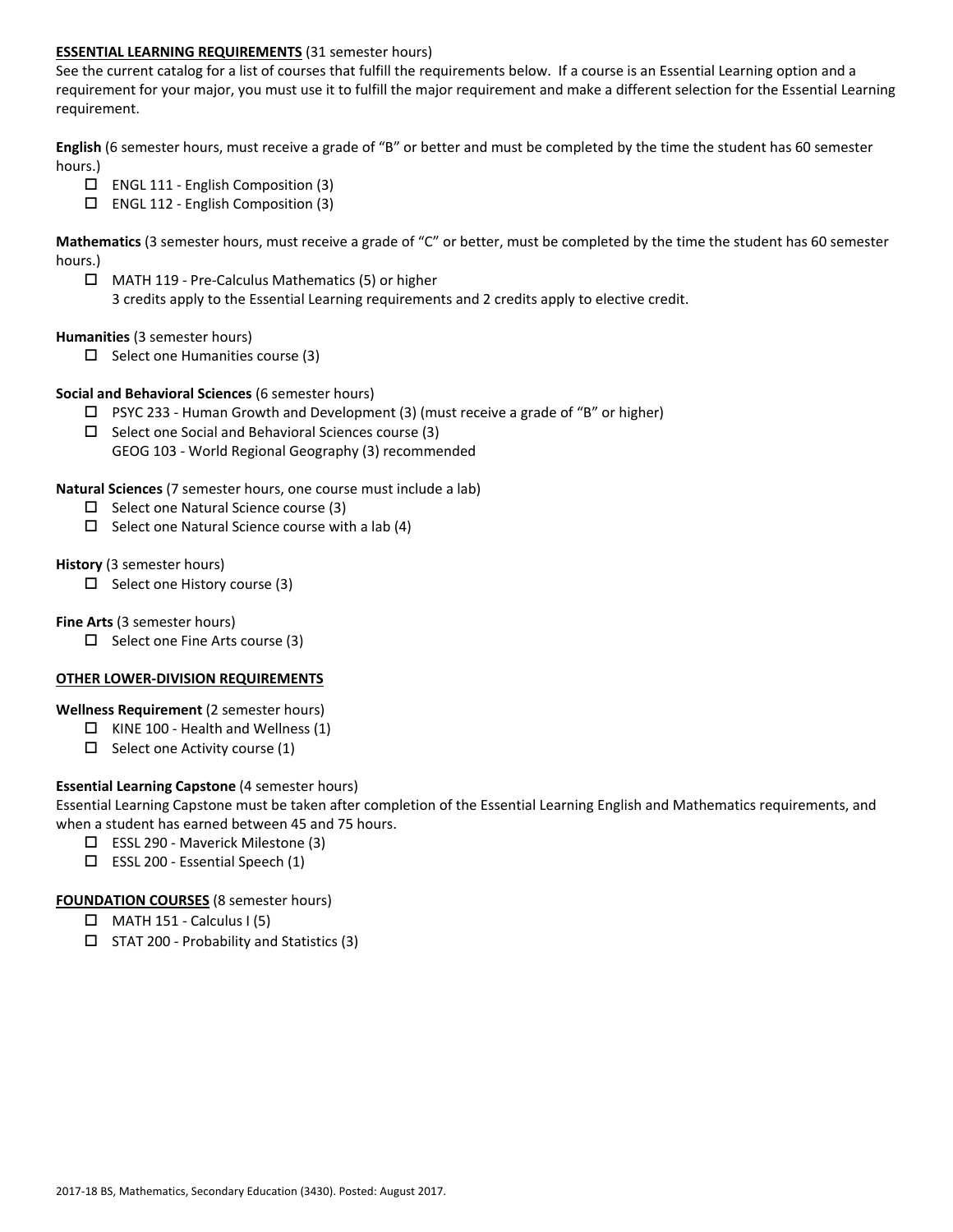## ESSENTIAL LEARNING REQUIREMENTS (31 semester hours)

See the current catalog for a list of courses that fulfill the requirements below. If a course is an Essential Learning option and a requirement for your major, you must use it to fulfill the major requirement and make a different selection for the Essential Learning requirement.

**English** (6 semester hours, must receive a grade of "B" or better and must be completed by the time the student has 60 semester hours.)

- ☐ ENGL 111 - English Composition (3)
- ☐ ENGL 112 - English Composition (3)

**Mathematics** (3 semester hours, must receive a grade of "C" or better, must be completed by the time the student has 60 semester hours.)

- ☐ MATH 119 - Pre-Calculus Mathematics (5) or higher
  3 credits apply to the Essential Learning requirements and 2 credits apply to elective credit.

**Humanities** (3 semester hours)

- ☐ Select one Humanities course (3)

**Social and Behavioral Sciences** (6 semester hours)

- ☐ PSYC 233 - Human Growth and Development (3) (must receive a grade of "B" or higher)
- ☐ Select one Social and Behavioral Sciences course (3)
  GEOG 103 - World Regional Geography (3) recommended

**Natural Sciences** (7 semester hours, one course must include a lab)

- ☐ Select one Natural Science course (3)
- ☐ Select one Natural Science course with a lab (4)

**History** (3 semester hours)

- ☐ Select one History course (3)

**Fine Arts** (3 semester hours)

- ☐ Select one Fine Arts course (3)

## OTHER LOWER-DIVISION REQUIREMENTS

**Wellness Requirement** (2 semester hours)

- ☐ KINE 100 - Health and Wellness (1)
- ☐ Select one Activity course (1)

**Essential Learning Capstone** (4 semester hours)

Essential Learning Capstone must be taken after completion of the Essential Learning English and Mathematics requirements, and when a student has earned between 45 and 75 hours.

- ☐ ESSL 290 - Maverick Milestone (3)
- ☐ ESSL 200 - Essential Speech (1)

## FOUNDATION COURSES (8 semester hours)

- ☐ MATH 151 - Calculus I (5)
- ☐ STAT 200 - Probability and Statistics (3)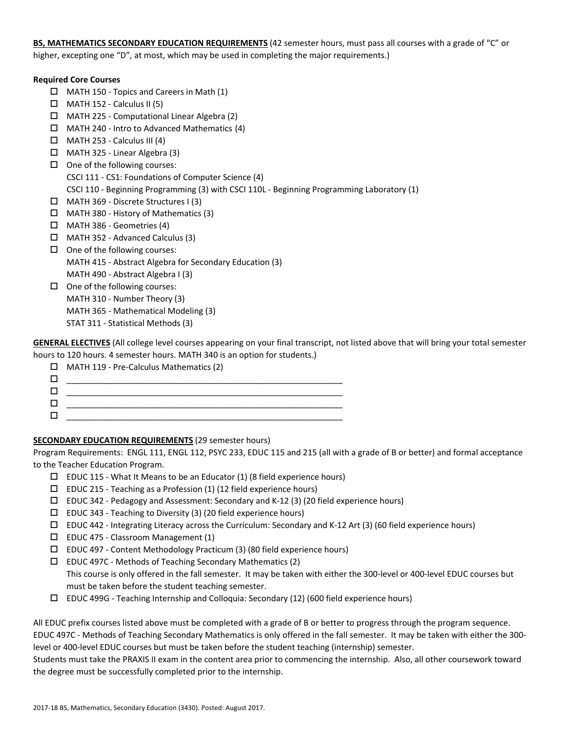**BS, MATHEMATICS SECONDARY EDUCATION REQUIREMENTS** (42 semester hours, must pass all courses with a grade of "C" or higher, excepting one "D", at most, which may be used in completing the major requirements.)

**Required Core Courses**

- ☐ MATH 150 - Topics and Careers in Math (1)
- ☐ MATH 152 - Calculus II (5)
- ☐ MATH 225 - Computational Linear Algebra (2)
- ☐ MATH 240 - Intro to Advanced Mathematics (4)
- ☐ MATH 253 - Calculus III (4)
- ☐ MATH 325 - Linear Algebra (3)
- ☐ One of the following courses:
  CSCI 111 - CS1: Foundations of Computer Science (4)
  CSCI 110 - Beginning Programming (3) with CSCI 110L - Beginning Programming Laboratory (1)
- ☐ MATH 369 - Discrete Structures I (3)
- ☐ MATH 380 - History of Mathematics (3)
- ☐ MATH 386 - Geometries (4)
- ☐ MATH 352 - Advanced Calculus (3)
- ☐ One of the following courses:
  MATH 415 - Abstract Algebra for Secondary Education (3)
  MATH 490 - Abstract Algebra I (3)
- ☐ One of the following courses:
  MATH 310 - Number Theory (3)
  MATH 365 - Mathematical Modeling (3)
  STAT 311 - Statistical Methods (3)

**GENERAL ELECTIVES** (All college level courses appearing on your final transcript, not listed above that will bring your total semester hours to 120 hours. 4 semester hours. MATH 340 is an option for students.)

- ☐ MATH 119 - Pre-Calculus Mathematics (2)
- ☐ ____________________________________________
- ☐ ____________________________________________
- ☐ ____________________________________________
- ☐ ____________________________________________

**SECONDARY EDUCATION REQUIREMENTS** (29 semester hours)

Program Requirements: ENGL 111, ENGL 112, PSYC 233, EDUC 115 and 215 (all with a grade of B or better) and formal acceptance to the Teacher Education Program.

- ☐ EDUC 115 - What It Means to be an Educator (1) (8 field experience hours)
- ☐ EDUC 215 - Teaching as a Profession (1) (12 field experience hours)
- ☐ EDUC 342 - Pedagogy and Assessment: Secondary and K-12 (3) (20 field experience hours)
- ☐ EDUC 343 - Teaching to Diversity (3) (20 field experience hours)
- ☐ EDUC 442 - Integrating Literacy across the Curriculum: Secondary and K-12 Art (3) (60 field experience hours)
- ☐ EDUC 475 - Classroom Management (1)
- ☐ EDUC 497 - Content Methodology Practicum (3) (80 field experience hours)
- ☐ EDUC 497C - Methods of Teaching Secondary Mathematics (2)
  This course is only offered in the fall semester. It may be taken with either the 300-level or 400-level EDUC courses but must be taken before the student teaching semester.
- ☐ EDUC 499G - Teaching Internship and Colloquia: Secondary (12) (600 field experience hours)

All EDUC prefix courses listed above must be completed with a grade of B or better to progress through the program sequence. EDUC 497C - Methods of Teaching Secondary Mathematics is only offered in the fall semester. It may be taken with either the 300-level or 400-level EDUC courses but must be taken before the student teaching (internship) semester.
Students must take the PRAXIS II exam in the content area prior to commencing the internship. Also, all other coursework toward the degree must be successfully completed prior to the internship.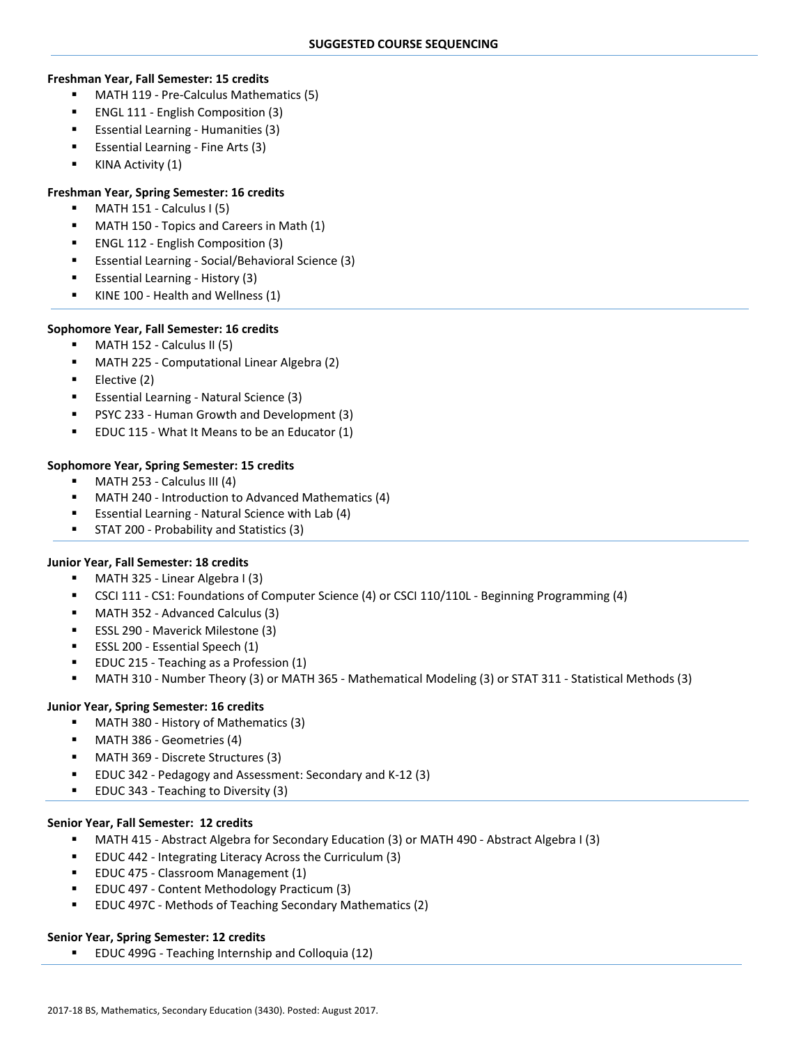## SUGGESTED COURSE SEQUENCING

**Freshman Year, Fall Semester: 15 credits**

- MATH 119 - Pre-Calculus Mathematics (5)
- ENGL 111 - English Composition (3)
- Essential Learning - Humanities (3)
- Essential Learning - Fine Arts (3)
- KINA Activity (1)

**Freshman Year, Spring Semester: 16 credits**

- MATH 151 - Calculus I (5)
- MATH 150 - Topics and Careers in Math (1)
- ENGL 112 - English Composition (3)
- Essential Learning - Social/Behavioral Science (3)
- Essential Learning - History (3)
- KINE 100 - Health and Wellness (1)

**Sophomore Year, Fall Semester: 16 credits**

- MATH 152 - Calculus II (5)
- MATH 225 - Computational Linear Algebra (2)
- Elective (2)
- Essential Learning - Natural Science (3)
- PSYC 233 - Human Growth and Development (3)
- EDUC 115 - What It Means to be an Educator (1)

**Sophomore Year, Spring Semester: 15 credits**

- MATH 253 - Calculus III (4)
- MATH 240 - Introduction to Advanced Mathematics (4)
- Essential Learning - Natural Science with Lab (4)
- STAT 200 - Probability and Statistics (3)

**Junior Year, Fall Semester: 18 credits**

- MATH 325 - Linear Algebra I (3)
- CSCI 111 - CS1: Foundations of Computer Science (4) or CSCI 110/110L - Beginning Programming (4)
- MATH 352 - Advanced Calculus (3)
- ESSL 290 - Maverick Milestone (3)
- ESSL 200 - Essential Speech (1)
- EDUC 215 - Teaching as a Profession (1)
- MATH 310 - Number Theory (3) or MATH 365 - Mathematical Modeling (3) or STAT 311 - Statistical Methods (3)

**Junior Year, Spring Semester: 16 credits**

- MATH 380 - History of Mathematics (3)
- MATH 386 - Geometries (4)
- MATH 369 - Discrete Structures (3)
- EDUC 342 - Pedagogy and Assessment: Secondary and K-12 (3)
- EDUC 343 - Teaching to Diversity (3)

**Senior Year, Fall Semester: 12 credits**

- MATH 415 - Abstract Algebra for Secondary Education (3) or MATH 490 - Abstract Algebra I (3)
- EDUC 442 - Integrating Literacy Across the Curriculum (3)
- EDUC 475 - Classroom Management (1)
- EDUC 497 - Content Methodology Practicum (3)
- EDUC 497C - Methods of Teaching Secondary Mathematics (2)

**Senior Year, Spring Semester: 12 credits**

- EDUC 499G - Teaching Internship and Colloquia (12)

2017-18 BS, Mathematics, Secondary Education (3430). Posted: August 2017.